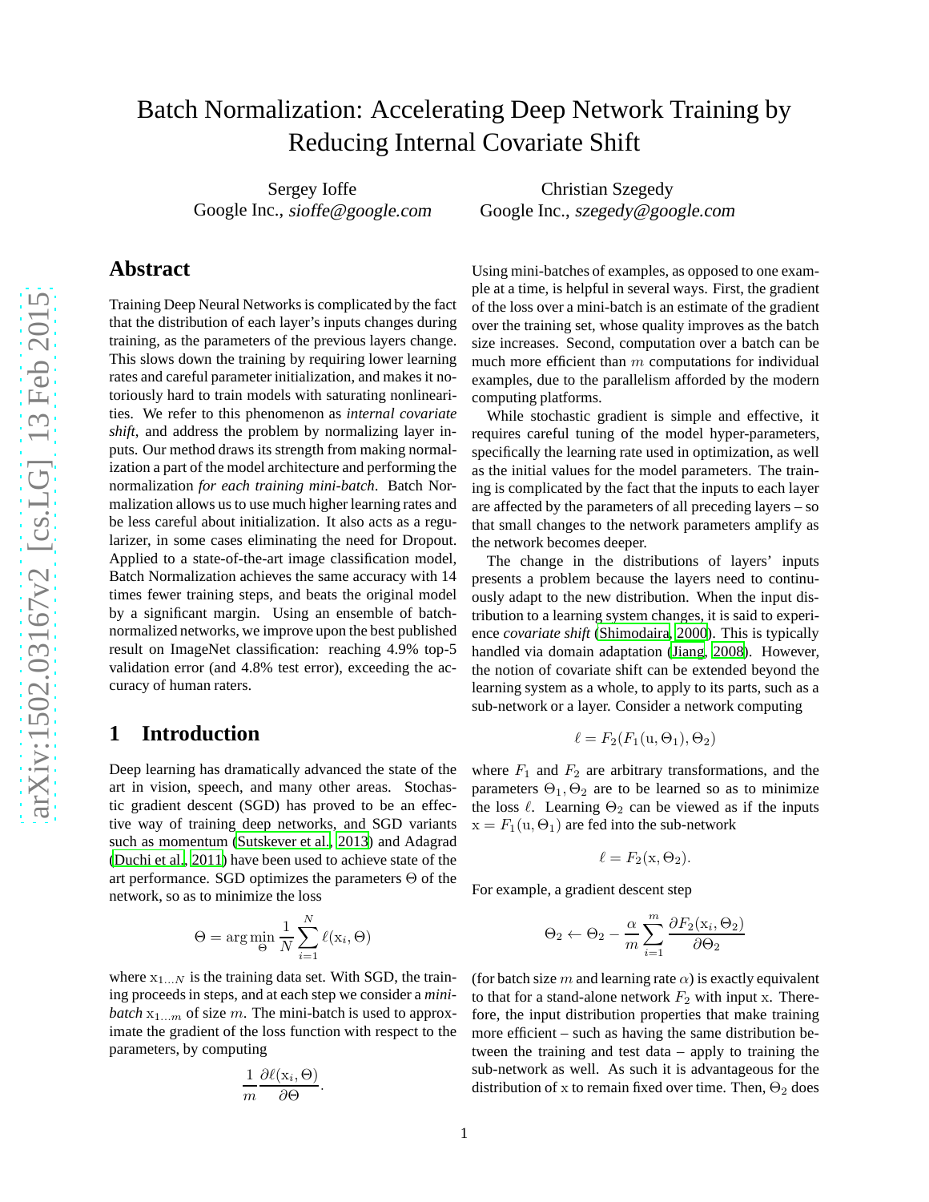# Batch Normalization: Accelerating Deep Network Training by Reducing Internal Covariate Shift

Sergey Ioffe
Google Inc., *sioffe@google.com*

Christian Szegedy
Google Inc., *szegedy@google.com*

## Abstract

Training Deep Neural Networks is complicated by the fact that the distribution of each layer's inputs changes during training, as the parameters of the previous layers change. This slows down the training by requiring lower learning rates and careful parameter initialization, and makes it notoriously hard to train models with saturating nonlinearities. We refer to this phenomenon as *internal covariate shift*, and address the problem by normalizing layer inputs. Our method draws its strength from making normalization a part of the model architecture and performing the normalization *for each training mini-batch*. Batch Normalization allows us to use much higher learning rates and be less careful about initialization. It also acts as a regularizer, in some cases eliminating the need for Dropout. Applied to a state-of-the-art image classification model, Batch Normalization achieves the same accuracy with 14 times fewer training steps, and beats the original model by a significant margin. Using an ensemble of batch-normalized networks, we improve upon the best published result on ImageNet classification: reaching 4.9% top-5 validation error (and 4.8% test error), exceeding the accuracy of human raters.

## 1 Introduction

Deep learning has dramatically advanced the state of the art in vision, speech, and many other areas. Stochastic gradient descent (SGD) has proved to be an effective way of training deep networks, and SGD variants such as momentum (Sutskever et al., 2013) and Adagrad (Duchi et al., 2011) have been used to achieve state of the art performance. SGD optimizes the parameters $\Theta$ of the network, so as to minimize the loss

$$\Theta = \arg\min_{\Theta} \frac{1}{N} \sum_{i=1}^{N} \ell(\mathrm{x}_i, \Theta)$$

where $\mathrm{x}_{1\ldots N}$ is the training data set. With SGD, the training proceeds in steps, and at each step we consider a *mini-batch* $\mathrm{x}_{1\ldots m}$ of size $m$. The mini-batch is used to approximate the gradient of the loss function with respect to the parameters, by computing

$$\frac{1}{m} \frac{\partial \ell(\mathrm{x}_i, \Theta)}{\partial \Theta}.$$

Using mini-batches of examples, as opposed to one example at a time, is helpful in several ways. First, the gradient of the loss over a mini-batch is an estimate of the gradient over the training set, whose quality improves as the batch size increases. Second, computation over a batch can be much more efficient than $m$ computations for individual examples, due to the parallelism afforded by the modern computing platforms.

While stochastic gradient is simple and effective, it requires careful tuning of the model hyper-parameters, specifically the learning rate used in optimization, as well as the initial values for the model parameters. The training is complicated by the fact that the inputs to each layer are affected by the parameters of all preceding layers – so that small changes to the network parameters amplify as the network becomes deeper.

The change in the distributions of layers' inputs presents a problem because the layers need to continuously adapt to the new distribution. When the input distribution to a learning system changes, it is said to experience *covariate shift* (Shimodaira, 2000). This is typically handled via domain adaptation (Jiang, 2008). However, the notion of covariate shift can be extended beyond the learning system as a whole, to apply to its parts, such as a sub-network or a layer. Consider a network computing

$$\ell = F_2(F_1(\mathrm{u}, \Theta_1), \Theta_2)$$

where $F_1$ and $F_2$ are arbitrary transformations, and the parameters $\Theta_1, \Theta_2$ are to be learned so as to minimize the loss $\ell$. Learning $\Theta_2$ can be viewed as if the inputs $\mathrm{x} = F_1(\mathrm{u}, \Theta_1)$ are fed into the sub-network

$$\ell = F_2(\mathrm{x}, \Theta_2).$$

For example, a gradient descent step

$$\Theta_2 \leftarrow \Theta_2 - \frac{\alpha}{m} \sum_{i=1}^{m} \frac{\partial F_2(\mathrm{x}_i, \Theta_2)}{\partial \Theta_2}$$

(for batch size $m$ and learning rate $\alpha$) is exactly equivalent to that for a stand-alone network $F_2$ with input x. Therefore, the input distribution properties that make training more efficient – such as having the same distribution between the training and test data – apply to training the sub-network as well. As such it is advantageous for the distribution of x to remain fixed over time. Then, $\Theta_2$ does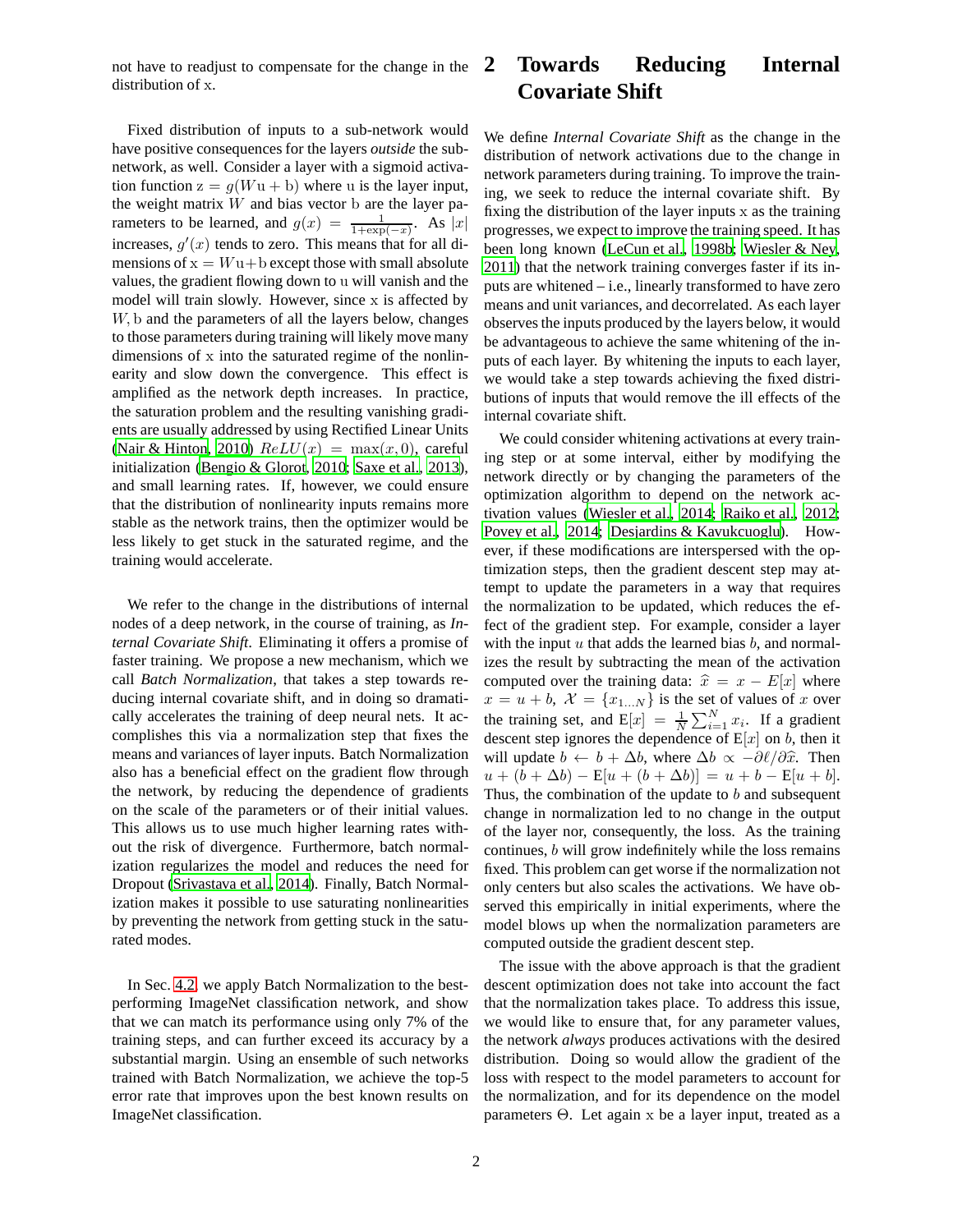not have to readjust to compensate for the change in the distribution of x.

Fixed distribution of inputs to a sub-network would have positive consequences for the layers *outside* the sub-network, as well. Consider a layer with a sigmoid activation function $\mathrm{z} = g(W\mathrm{u} + \mathrm{b})$ where u is the layer input, the weight matrix $W$ and bias vector b are the layer parameters to be learned, and $g(x) = \frac{1}{1+\exp(-x)}$. As $|x|$ increases, $g'(x)$ tends to zero. This means that for all dimensions of $\mathrm{x} = W\mathrm{u}+\mathrm{b}$ except those with small absolute values, the gradient flowing down to u will vanish and the model will train slowly. However, since x is affected by $W, \mathrm{b}$ and the parameters of all the layers below, changes to those parameters during training will likely move many dimensions of x into the saturated regime of the nonlinearity and slow down the convergence. This effect is amplified as the network depth increases. In practice, the saturation problem and the resulting vanishing gradients are usually addressed by using Rectified Linear Units (Nair & Hinton, 2010) $ReLU(x) = \max(x, 0)$, careful initialization (Bengio & Glorot, 2010; Saxe et al., 2013), and small learning rates. If, however, we could ensure that the distribution of nonlinearity inputs remains more stable as the network trains, then the optimizer would be less likely to get stuck in the saturated regime, and the training would accelerate.

We refer to the change in the distributions of internal nodes of a deep network, in the course of training, as *Internal Covariate Shift*. Eliminating it offers a promise of faster training. We propose a new mechanism, which we call *Batch Normalization*, that takes a step towards reducing internal covariate shift, and in doing so dramatically accelerates the training of deep neural nets. It accomplishes this via a normalization step that fixes the means and variances of layer inputs. Batch Normalization also has a beneficial effect on the gradient flow through the network, by reducing the dependence of gradients on the scale of the parameters or of their initial values. This allows us to use much higher learning rates without the risk of divergence. Furthermore, batch normalization regularizes the model and reduces the need for Dropout (Srivastava et al., 2014). Finally, Batch Normalization makes it possible to use saturating nonlinearities by preventing the network from getting stuck in the saturated modes.

In Sec. 4.2, we apply Batch Normalization to the best-performing ImageNet classification network, and show that we can match its performance using only 7% of the training steps, and can further exceed its accuracy by a substantial margin. Using an ensemble of such networks trained with Batch Normalization, we achieve the top-5 error rate that improves upon the best known results on ImageNet classification.

# 2 Towards Reducing Internal Covariate Shift

We define *Internal Covariate Shift* as the change in the distribution of network activations due to the change in network parameters during training. To improve the training, we seek to reduce the internal covariate shift. By fixing the distribution of the layer inputs x as the training progresses, we expect to improve the training speed. It has been long known (LeCun et al., 1998b; Wiesler & Ney, 2011) that the network training converges faster if its inputs are whitened – i.e., linearly transformed to have zero means and unit variances, and decorrelated. As each layer observes the inputs produced by the layers below, it would be advantageous to achieve the same whitening of the inputs of each layer. By whitening the inputs to each layer, we would take a step towards achieving the fixed distributions of inputs that would remove the ill effects of the internal covariate shift.

We could consider whitening activations at every training step or at some interval, either by modifying the network directly or by changing the parameters of the optimization algorithm to depend on the network activation values (Wiesler et al., 2014; Raiko et al., 2012; Povey et al., 2014; Desjardins & Kavukcuoglu). However, if these modifications are interspersed with the optimization steps, then the gradient descent step may attempt to update the parameters in a way that requires the normalization to be updated, which reduces the effect of the gradient step. For example, consider a layer with the input $u$ that adds the learned bias $b$, and normalizes the result by subtracting the mean of the activation computed over the training data: $\widehat{x} = x - E[x]$ where $x = u + b$, $\mathcal{X} = \{x_{1...N}\}$ is the set of values of $x$ over the training set, and $\mathrm{E}[x] = \frac{1}{N}\sum_{i=1}^{N} x_i$. If a gradient descent step ignores the dependence of $\mathrm{E}[x]$ on $b$, then it will update $b \leftarrow b + \Delta b$, where $\Delta b \propto -\partial\ell/\partial\widehat{x}$. Then $u + (b + \Delta b) - \mathrm{E}[u + (b + \Delta b)] = u + b - \mathrm{E}[u + b]$. Thus, the combination of the update to $b$ and subsequent change in normalization led to no change in the output of the layer nor, consequently, the loss. As the training continues, $b$ will grow indefinitely while the loss remains fixed. This problem can get worse if the normalization not only centers but also scales the activations. We have observed this empirically in initial experiments, where the model blows up when the normalization parameters are computed outside the gradient descent step.

The issue with the above approach is that the gradient descent optimization does not take into account the fact that the normalization takes place. To address this issue, we would like to ensure that, for any parameter values, the network *always* produces activations with the desired distribution. Doing so would allow the gradient of the loss with respect to the model parameters to account for the normalization, and for its dependence on the model parameters $\Theta$. Let again x be a layer input, treated as a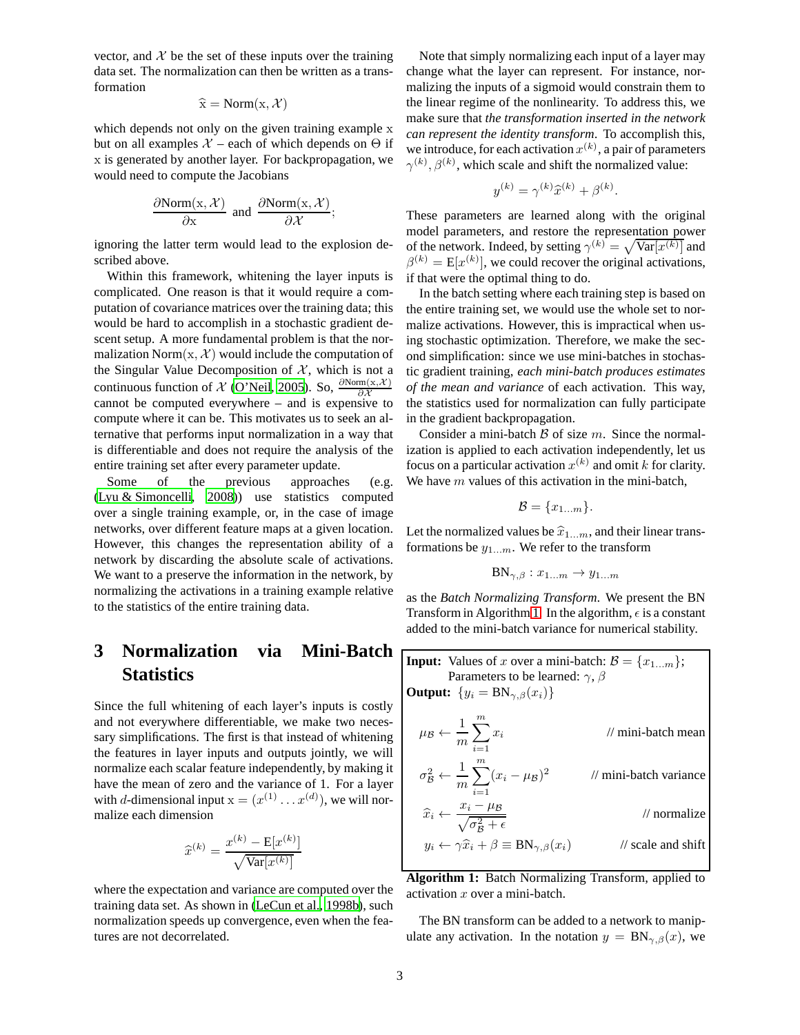vector, and $\mathcal{X}$ be the set of these inputs over the training data set. The normalization can then be written as a transformation

$$\widehat{\mathrm{x}} = \mathrm{Norm}(\mathrm{x}, \mathcal{X})$$

which depends not only on the given training example x but on all examples $\mathcal{X}$ – each of which depends on $\Theta$ if x is generated by another layer. For backpropagation, we would need to compute the Jacobians

$$\frac{\partial \mathrm{Norm}(\mathrm{x}, \mathcal{X})}{\partial \mathrm{x}} \text{ and } \frac{\partial \mathrm{Norm}(\mathrm{x}, \mathcal{X})}{\partial \mathcal{X}};$$

ignoring the latter term would lead to the explosion described above.

Within this framework, whitening the layer inputs is complicated. One reason is that it would require a computation of covariance matrices over the training data; this would be hard to accomplish in a stochastic gradient descent setup. A more fundamental problem is that the normalization $\mathrm{Norm}(\mathrm{x}, \mathcal{X})$ would include the computation of the Singular Value Decomposition of $\mathcal{X}$, which is not a continuous function of $\mathcal{X}$ (O'Neil, 2005). So, $\frac{\partial \mathrm{Norm}(\mathrm{x}, \mathcal{X})}{\partial \mathcal{X}}$ cannot be computed everywhere – and is expensive to compute where it can be. This motivates us to seek an alternative that performs input normalization in a way that is differentiable and does not require the analysis of the entire training set after every parameter update.

Some of the previous approaches (e.g. (Lyu & Simoncelli, 2008)) use statistics computed over a single training example, or, in the case of image networks, over different feature maps at a given location. However, this changes the representation ability of a network by discarding the absolute scale of activations. We want to a preserve the information in the network, by normalizing the activations in a training example relative to the statistics of the entire training data.

# 3 Normalization via Mini-Batch Statistics

Since the full whitening of each layer's inputs is costly and not everywhere differentiable, we make two necessary simplifications. The first is that instead of whitening the features in layer inputs and outputs jointly, we will normalize each scalar feature independently, by making it have the mean of zero and the variance of 1. For a layer with $d$-dimensional input $\mathrm{x} = (x^{(1)} \ldots x^{(d)})$, we will normalize each dimension

$$\widehat{x}^{(k)} = \frac{x^{(k)} - \mathrm{E}[x^{(k)}]}{\sqrt{\mathrm{Var}[x^{(k)}]}}$$

where the expectation and variance are computed over the training data set. As shown in (LeCun et al., 1998b), such normalization speeds up convergence, even when the features are not decorrelated.

Note that simply normalizing each input of a layer may change what the layer can represent. For instance, normalizing the inputs of a sigmoid would constrain them to the linear regime of the nonlinearity. To address this, we make sure that *the transformation inserted in the network can represent the identity transform*. To accomplish this, we introduce, for each activation $x^{(k)}$, a pair of parameters $\gamma^{(k)}, \beta^{(k)}$, which scale and shift the normalized value:

$$y^{(k)} = \gamma^{(k)} \widehat{x}^{(k)} + \beta^{(k)}.$$

These parameters are learned along with the original model parameters, and restore the representation power of the network. Indeed, by setting $\gamma^{(k)} = \sqrt{\mathrm{Var}[x^{(k)}]}$ and $\beta^{(k)} = \mathrm{E}[x^{(k)}]$, we could recover the original activations, if that were the optimal thing to do.

In the batch setting where each training step is based on the entire training set, we would use the whole set to normalize activations. However, this is impractical when using stochastic optimization. Therefore, we make the second simplification: since we use mini-batches in stochastic gradient training, *each mini-batch produces estimates of the mean and variance* of each activation. This way, the statistics used for normalization can fully participate in the gradient backpropagation.

Consider a mini-batch $\mathcal{B}$ of size $m$. Since the normalization is applied to each activation independently, let us focus on a particular activation $x^{(k)}$ and omit $k$ for clarity. We have $m$ values of this activation in the mini-batch,

$$\mathcal{B} = \{x_{1\ldots m}\}.$$

Let the normalized values be $\widehat{x}_{1\ldots m}$, and their linear transformations be $y_{1\ldots m}$. We refer to the transform

$$\mathrm{BN}_{\gamma,\beta} : x_{1\ldots m} \to y_{1\ldots m}$$

as the *Batch Normalizing Transform*. We present the BN Transform in Algorithm 1. In the algorithm, $\epsilon$ is a constant added to the mini-batch variance for numerical stability.

**Input:** Values of $x$ over a mini-batch: $\mathcal{B} = \{x_{1\ldots m}\}$;
Parameters to be learned: $\gamma$, $\beta$
**Output:** $\{y_i = \mathrm{BN}_{\gamma,\beta}(x_i)\}$

$$\mu_{\mathcal{B}} \leftarrow \frac{1}{m} \sum_{i=1}^{m} x_i \qquad \text{// mini-batch mean}$$

$$\sigma_{\mathcal{B}}^2 \leftarrow \frac{1}{m} \sum_{i=1}^{m} (x_i - \mu_{\mathcal{B}})^2 \qquad \text{// mini-batch variance}$$

$$\widehat{x}_i \leftarrow \frac{x_i - \mu_{\mathcal{B}}}{\sqrt{\sigma_{\mathcal{B}}^2 + \epsilon}} \qquad \text{// normalize}$$

$$y_i \leftarrow \gamma \widehat{x}_i + \beta \equiv \mathrm{BN}_{\gamma,\beta}(x_i) \qquad \text{// scale and shift}$$

**Algorithm 1:** Batch Normalizing Transform, applied to activation $x$ over a mini-batch.

The BN transform can be added to a network to manipulate any activation. In the notation $y = \mathrm{BN}_{\gamma,\beta}(x)$, we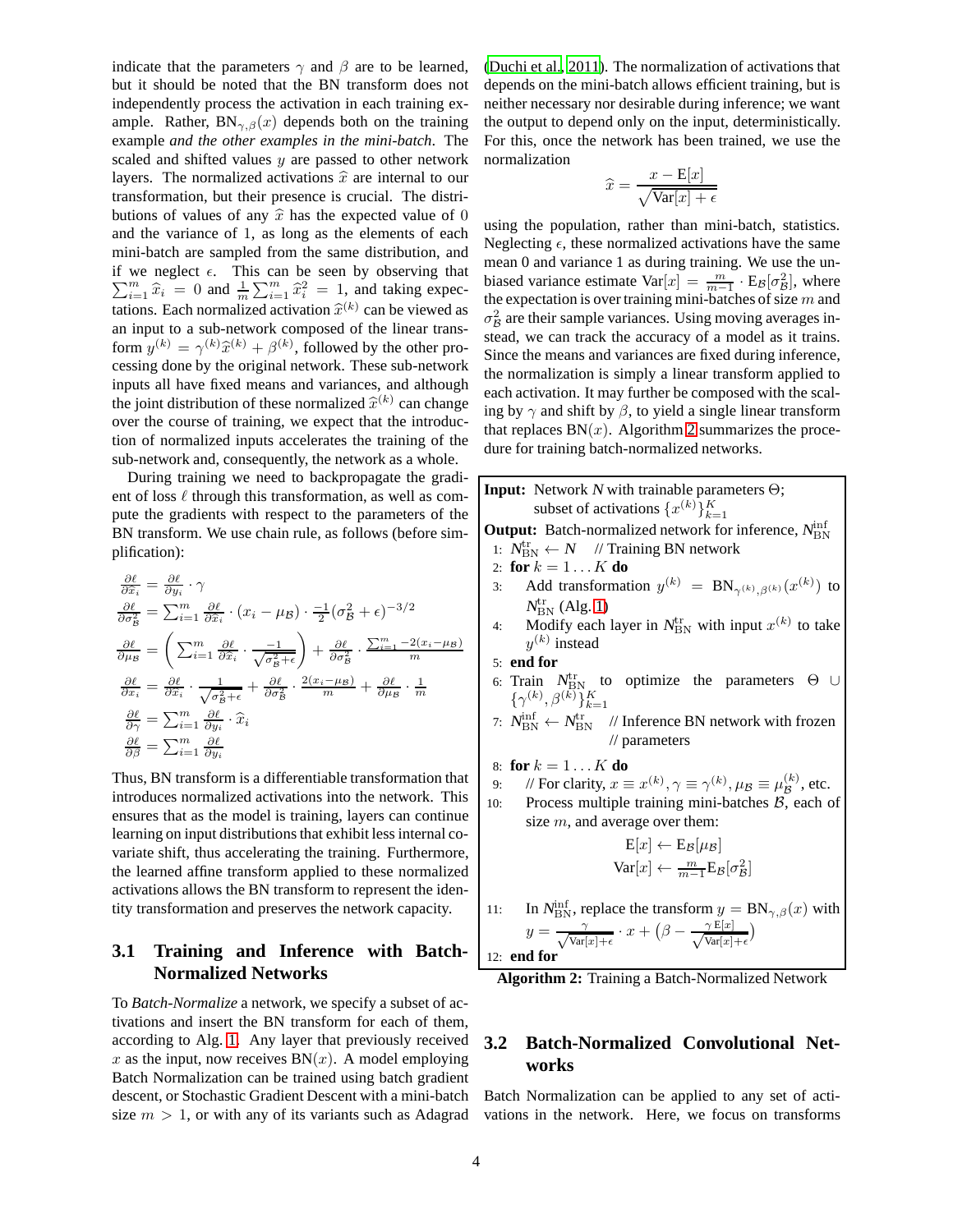indicate that the parameters $\gamma$ and $\beta$ are to be learned, but it should be noted that the BN transform does not independently process the activation in each training example. Rather, $\text{BN}_{\gamma,\beta}(x)$ depends both on the training example *and the other examples in the mini-batch*. The scaled and shifted values $y$ are passed to other network layers. The normalized activations $\widehat{x}$ are internal to our transformation, but their presence is crucial. The distributions of values of any $\widehat{x}$ has the expected value of 0 and the variance of 1, as long as the elements of each mini-batch are sampled from the same distribution, and if we neglect $\epsilon$. This can be seen by observing that $\sum_{i=1}^{m} \widehat{x}_i = 0$ and $\frac{1}{m}\sum_{i=1}^{m} \widehat{x}_i^2 = 1$, and taking expectations. Each normalized activation $\widehat{x}^{(k)}$ can be viewed as an input to a sub-network composed of the linear transform $y^{(k)} = \gamma^{(k)}\widehat{x}^{(k)} + \beta^{(k)}$, followed by the other processing done by the original network. These sub-network inputs all have fixed means and variances, and although the joint distribution of these normalized $\widehat{x}^{(k)}$ can change over the course of training, we expect that the introduction of normalized inputs accelerates the training of the sub-network and, consequently, the network as a whole.

During training we need to backpropagate the gradient of loss $\ell$ through this transformation, as well as compute the gradients with respect to the parameters of the BN transform. We use chain rule, as follows (before simplification):

$$\frac{\partial \ell}{\partial \widehat{x}_i} = \frac{\partial \ell}{\partial y_i} \cdot \gamma$$

$$\frac{\partial \ell}{\partial \sigma_\mathcal{B}^2} = \sum_{i=1}^{m} \frac{\partial \ell}{\partial \widehat{x}_i} \cdot (x_i - \mu_\mathcal{B}) \cdot \frac{-1}{2}(\sigma_\mathcal{B}^2 + \epsilon)^{-3/2}$$

$$\frac{\partial \ell}{\partial \mu_\mathcal{B}} = \left( \sum_{i=1}^{m} \frac{\partial \ell}{\partial \widehat{x}_i} \cdot \frac{-1}{\sqrt{\sigma_\mathcal{B}^2 + \epsilon}} \right) + \frac{\partial \ell}{\partial \sigma_\mathcal{B}^2} \cdot \frac{\sum_{i=1}^{m} -2(x_i - \mu_\mathcal{B})}{m}$$

$$\frac{\partial \ell}{\partial x_i} = \frac{\partial \ell}{\partial \widehat{x}_i} \cdot \frac{1}{\sqrt{\sigma_\mathcal{B}^2 + \epsilon}} + \frac{\partial \ell}{\partial \sigma_\mathcal{B}^2} \cdot \frac{2(x_i - \mu_\mathcal{B})}{m} + \frac{\partial \ell}{\partial \mu_\mathcal{B}} \cdot \frac{1}{m}$$

$$\frac{\partial \ell}{\partial \gamma} = \sum_{i=1}^{m} \frac{\partial \ell}{\partial y_i} \cdot \widehat{x}_i$$

$$\frac{\partial \ell}{\partial \beta} = \sum_{i=1}^{m} \frac{\partial \ell}{\partial y_i}$$

Thus, BN transform is a differentiable transformation that introduces normalized activations into the network. This ensures that as the model is training, layers can continue learning on input distributions that exhibit less internal covariate shift, thus accelerating the training. Furthermore, the learned affine transform applied to these normalized activations allows the BN transform to represent the identity transformation and preserves the network capacity.

## 3.1 Training and Inference with Batch-Normalized Networks

To *Batch-Normalize* a network, we specify a subset of activations and insert the BN transform for each of them, according to Alg. 1. Any layer that previously received $x$ as the input, now receives $\text{BN}(x)$. A model employing Batch Normalization can be trained using batch gradient descent, or Stochastic Gradient Descent with a mini-batch size $m > 1$, or with any of its variants such as Adagrad (Duchi et al., 2011). The normalization of activations that depends on the mini-batch allows efficient training, but is neither necessary nor desirable during inference; we want the output to depend only on the input, deterministically. For this, once the network has been trained, we use the normalization

$$\widehat{x} = \frac{x - \text{E}[x]}{\sqrt{\text{Var}[x] + \epsilon}}$$

using the population, rather than mini-batch, statistics. Neglecting $\epsilon$, these normalized activations have the same mean 0 and variance 1 as during training. We use the unbiased variance estimate $\text{Var}[x] = \frac{m}{m-1} \cdot \text{E}_\mathcal{B}[\sigma_\mathcal{B}^2]$, where the expectation is over training mini-batches of size $m$ and $\sigma_\mathcal{B}^2$ are their sample variances. Using moving averages instead, we can track the accuracy of a model as it trains. Since the means and variances are fixed during inference, the normalization is simply a linear transform applied to each activation. It may further be composed with the scaling by $\gamma$ and shift by $\beta$, to yield a single linear transform that replaces $\text{BN}(x)$. Algorithm 2 summarizes the procedure for training batch-normalized networks.

**Input:** Network $N$ with trainable parameters $\Theta$; subset of activations $\{x^{(k)}\}_{k=1}^{K}$

**Output:** Batch-normalized network for inference, $N_{\text{BN}}^{\text{inf}}$

1: $N_{\text{BN}}^{\text{tr}} \leftarrow N$ // Training BN network
2: **for** $k = 1 \ldots K$ **do**
3: Add transformation $y^{(k)} = \text{BN}_{\gamma^{(k)},\beta^{(k)}}(x^{(k)})$ to $N_{\text{BN}}^{\text{tr}}$ (Alg. 1)
4: Modify each layer in $N_{\text{BN}}^{\text{tr}}$ with input $x^{(k)}$ to take $y^{(k)}$ instead
5: **end for**
6: Train $N_{\text{BN}}^{\text{tr}}$ to optimize the parameters $\Theta \cup \{\gamma^{(k)}, \beta^{(k)}\}_{k=1}^{K}$
7: $N_{\text{BN}}^{\text{inf}} \leftarrow N_{\text{BN}}^{\text{tr}}$ // Inference BN network with frozen // parameters
8: **for** $k = 1 \ldots K$ **do**
9: // For clarity, $x \equiv x^{(k)}, \gamma \equiv \gamma^{(k)}, \mu_\mathcal{B} \equiv \mu_\mathcal{B}^{(k)}$, etc.
10: Process multiple training mini-batches $\mathcal{B}$, each of size $m$, and average over them:
$$\text{E}[x] \leftarrow \text{E}_\mathcal{B}[\mu_\mathcal{B}]$$
$$\text{Var}[x] \leftarrow \frac{m}{m-1}\text{E}_\mathcal{B}[\sigma_\mathcal{B}^2]$$
11: In $N_{\text{BN}}^{\text{inf}}$, replace the transform $y = \text{BN}_{\gamma,\beta}(x)$ with $y = \frac{\gamma}{\sqrt{\text{Var}[x]+\epsilon}} \cdot x + \left(\beta - \frac{\gamma\,\text{E}[x]}{\sqrt{\text{Var}[x]+\epsilon}}\right)$
12: **end for**

**Algorithm 2:** Training a Batch-Normalized Network

## 3.2 Batch-Normalized Convolutional Networks

Batch Normalization can be applied to any set of activations in the network. Here, we focus on transforms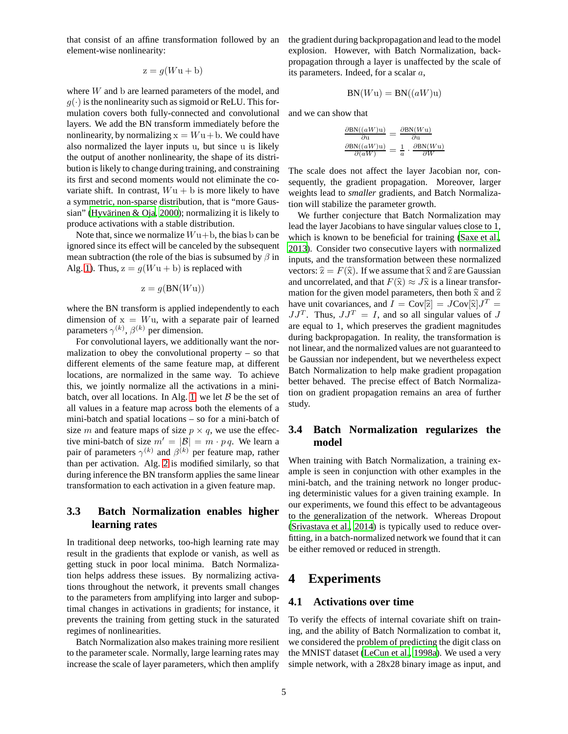that consist of an affine transformation followed by an element-wise nonlinearity:

$$z = g(Wu + b)$$

where $W$ and $b$ are learned parameters of the model, and $g(\cdot)$ is the nonlinearity such as sigmoid or ReLU. This formulation covers both fully-connected and convolutional layers. We add the BN transform immediately before the nonlinearity, by normalizing $x = Wu+b$. We could have also normalized the layer inputs $u$, but since $u$ is likely the output of another nonlinearity, the shape of its distribution is likely to change during training, and constraining its first and second moments would not eliminate the covariate shift. In contrast, $Wu + b$ is more likely to have a symmetric, non-sparse distribution, that is "more Gaussian" (Hyvärinen & Oja, 2000); normalizing it is likely to produce activations with a stable distribution.

Note that, since we normalize $Wu+b$, the bias $b$ can be ignored since its effect will be canceled by the subsequent mean subtraction (the role of the bias is subsumed by $\beta$ in Alg. 1). Thus, $z = g(Wu + b)$ is replaced with

$$z = g(\text{BN}(Wu))$$

where the BN transform is applied independently to each dimension of $x = Wu$, with a separate pair of learned parameters $\gamma^{(k)}$, $\beta^{(k)}$ per dimension.

For convolutional layers, we additionally want the normalization to obey the convolutional property – so that different elements of the same feature map, at different locations, are normalized in the same way. To achieve this, we jointly normalize all the activations in a mini-batch, over all locations. In Alg. 1, we let $\mathcal{B}$ be the set of all values in a feature map across both the elements of a mini-batch and spatial locations – so for a mini-batch of size $m$ and feature maps of size $p \times q$, we use the effective mini-batch of size $m' = |\mathcal{B}| = m \cdot p\,q$. We learn a pair of parameters $\gamma^{(k)}$ and $\beta^{(k)}$ per feature map, rather than per activation. Alg. 2 is modified similarly, so that during inference the BN transform applies the same linear transformation to each activation in a given feature map.

### 3.3 Batch Normalization enables higher learning rates

In traditional deep networks, too-high learning rate may result in the gradients that explode or vanish, as well as getting stuck in poor local minima. Batch Normalization helps address these issues. By normalizing activations throughout the network, it prevents small changes to the parameters from amplifying into larger and suboptimal changes in activations in gradients; for instance, it prevents the training from getting stuck in the saturated regimes of nonlinearities.

Batch Normalization also makes training more resilient to the parameter scale. Normally, large learning rates may increase the scale of layer parameters, which then amplify the gradient during backpropagation and lead to the model explosion. However, with Batch Normalization, backpropagation through a layer is unaffected by the scale of its parameters. Indeed, for a scalar $a$,

$$\text{BN}(Wu) = \text{BN}((aW)u)$$

and we can show that

$$\frac{\partial \text{BN}((aW)u)}{\partial u} = \frac{\partial \text{BN}(Wu)}{\partial u}$$
$$\frac{\partial \text{BN}((aW)u)}{\partial (aW)} = \frac{1}{a} \cdot \frac{\partial \text{BN}(Wu)}{\partial W}$$

The scale does not affect the layer Jacobian nor, consequently, the gradient propagation. Moreover, larger weights lead to *smaller* gradients, and Batch Normalization will stabilize the parameter growth.

We further conjecture that Batch Normalization may lead the layer Jacobians to have singular values close to 1, which is known to be beneficial for training (Saxe et al., 2013). Consider two consecutive layers with normalized inputs, and the transformation between these normalized vectors: $\hat{z} = F(\hat{x})$. If we assume that $\hat{x}$ and $\hat{z}$ are Gaussian and uncorrelated, and that $F(\hat{x}) \approx J\hat{x}$ is a linear transformation for the given model parameters, then both $\hat{x}$ and $\hat{z}$ have unit covariances, and $I = \text{Cov}[\hat{z}] = J\text{Cov}[\hat{x}]J^T = JJ^T$. Thus, $JJ^T = I$, and so all singular values of $J$ are equal to 1, which preserves the gradient magnitudes during backpropagation. In reality, the transformation is not linear, and the normalized values are not guaranteed to be Gaussian nor independent, but we nevertheless expect Batch Normalization to help make gradient propagation better behaved. The precise effect of Batch Normalization on gradient propagation remains an area of further study.

### 3.4 Batch Normalization regularizes the model

When training with Batch Normalization, a training example is seen in conjunction with other examples in the mini-batch, and the training network no longer producing deterministic values for a given training example. In our experiments, we found this effect to be advantageous to the generalization of the network. Whereas Dropout (Srivastava et al., 2014) is typically used to reduce overfitting, in a batch-normalized network we found that it can be either removed or reduced in strength.

## 4 Experiments

### 4.1 Activations over time

To verify the effects of internal covariate shift on training, and the ability of Batch Normalization to combat it, we considered the problem of predicting the digit class on the MNIST dataset (LeCun et al., 1998a). We used a very simple network, with a 28x28 binary image as input, and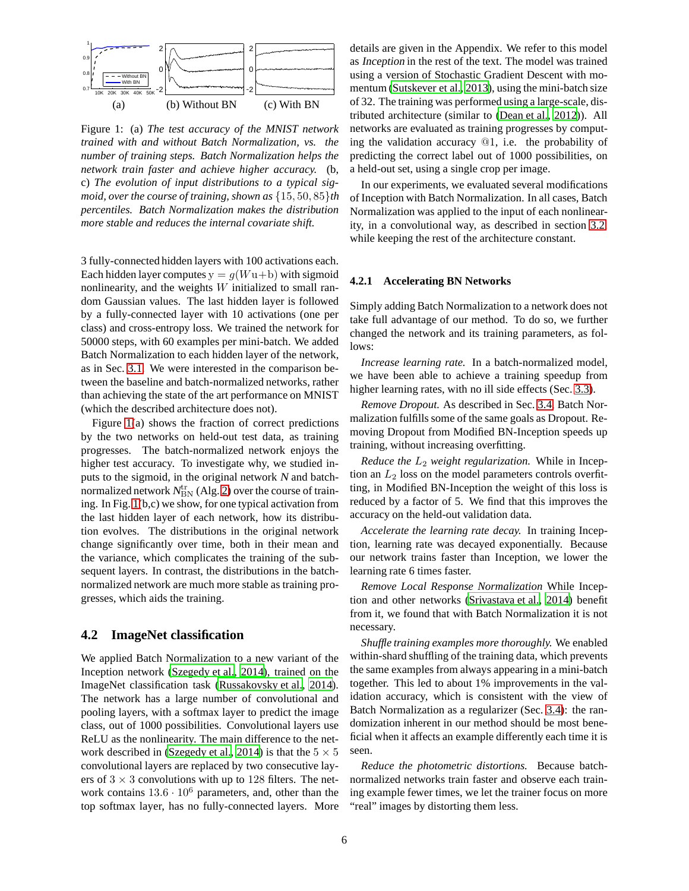Figure 1: (a) *The test accuracy of the MNIST network trained with and without Batch Normalization, vs. the number of training steps. Batch Normalization helps the network train faster and achieve higher accuracy.* (b, c) *The evolution of input distributions to a typical sigmoid, over the course of training, shown as* $\{15, 50, 85\}$*th percentiles. Batch Normalization makes the distribution more stable and reduces the internal covariate shift.*

3 fully-connected hidden layers with 100 activations each. Each hidden layer computes $y = g(Wu+b)$ with sigmoid nonlinearity, and the weights $W$ initialized to small random Gaussian values. The last hidden layer is followed by a fully-connected layer with 10 activations (one per class) and cross-entropy loss. We trained the network for 50000 steps, with 60 examples per mini-batch. We added Batch Normalization to each hidden layer of the network, as in Sec. 3.1. We were interested in the comparison between the baseline and batch-normalized networks, rather than achieving the state of the art performance on MNIST (which the described architecture does not).

Figure 1(a) shows the fraction of correct predictions by the two networks on held-out test data, as training progresses. The batch-normalized network enjoys the higher test accuracy. To investigate why, we studied inputs to the sigmoid, in the original network $N$ and batch-normalized network $N^{\mathrm{tr}}_{\mathrm{BN}}$ (Alg. 2) over the course of training. In Fig. 1(b,c) we show, for one typical activation from the last hidden layer of each network, how its distribution evolves. The distributions in the original network change significantly over time, both in their mean and the variance, which complicates the training of the subsequent layers. In contrast, the distributions in the batch-normalized network are much more stable as training progresses, which aids the training.

## 4.2 ImageNet classification

We applied Batch Normalization to a new variant of the Inception network (Szegedy et al., 2014), trained on the ImageNet classification task (Russakovsky et al., 2014). The network has a large number of convolutional and pooling layers, with a softmax layer to predict the image class, out of 1000 possibilities. Convolutional layers use ReLU as the nonlinearity. The main difference to the network described in (Szegedy et al., 2014) is that the $5 \times 5$ convolutional layers are replaced by two consecutive layers of $3 \times 3$ convolutions with up to 128 filters. The network contains $13.6 \cdot 10^6$ parameters, and, other than the top softmax layer, has no fully-connected layers. More details are given in the Appendix. We refer to this model as *Inception* in the rest of the text. The model was trained using a version of Stochastic Gradient Descent with momentum (Sutskever et al., 2013), using the mini-batch size of 32. The training was performed using a large-scale, distributed architecture (similar to (Dean et al., 2012)). All networks are evaluated as training progresses by computing the validation accuracy @1, i.e. the probability of predicting the correct label out of 1000 possibilities, on a held-out set, using a single crop per image.

In our experiments, we evaluated several modifications of Inception with Batch Normalization. In all cases, Batch Normalization was applied to the input of each nonlinearity, in a convolutional way, as described in section 3.2, while keeping the rest of the architecture constant.

### 4.2.1 Accelerating BN Networks

Simply adding Batch Normalization to a network does not take full advantage of our method. To do so, we further changed the network and its training parameters, as follows:

*Increase learning rate.* In a batch-normalized model, we have been able to achieve a training speedup from higher learning rates, with no ill side effects (Sec. 3.3).

*Remove Dropout.* As described in Sec. 3.4, Batch Normalization fulfills some of the same goals as Dropout. Removing Dropout from Modified BN-Inception speeds up training, without increasing overfitting.

*Reduce the $L_2$ weight regularization.* While in Inception an $L_2$ loss on the model parameters controls overfitting, in Modified BN-Inception the weight of this loss is reduced by a factor of 5. We find that this improves the accuracy on the held-out validation data.

*Accelerate the learning rate decay.* In training Inception, learning rate was decayed exponentially. Because our network trains faster than Inception, we lower the learning rate 6 times faster.

*Remove Local Response Normalization* While Inception and other networks (Srivastava et al., 2014) benefit from it, we found that with Batch Normalization it is not necessary.

*Shuffle training examples more thoroughly.* We enabled within-shard shuffling of the training data, which prevents the same examples from always appearing in a mini-batch together. This led to about 1% improvements in the validation accuracy, which is consistent with the view of Batch Normalization as a regularizer (Sec. 3.4): the randomization inherent in our method should be most beneficial when it affects an example differently each time it is seen.

*Reduce the photometric distortions.* Because batch-normalized networks train faster and observe each training example fewer times, we let the trainer focus on more "real" images by distorting them less.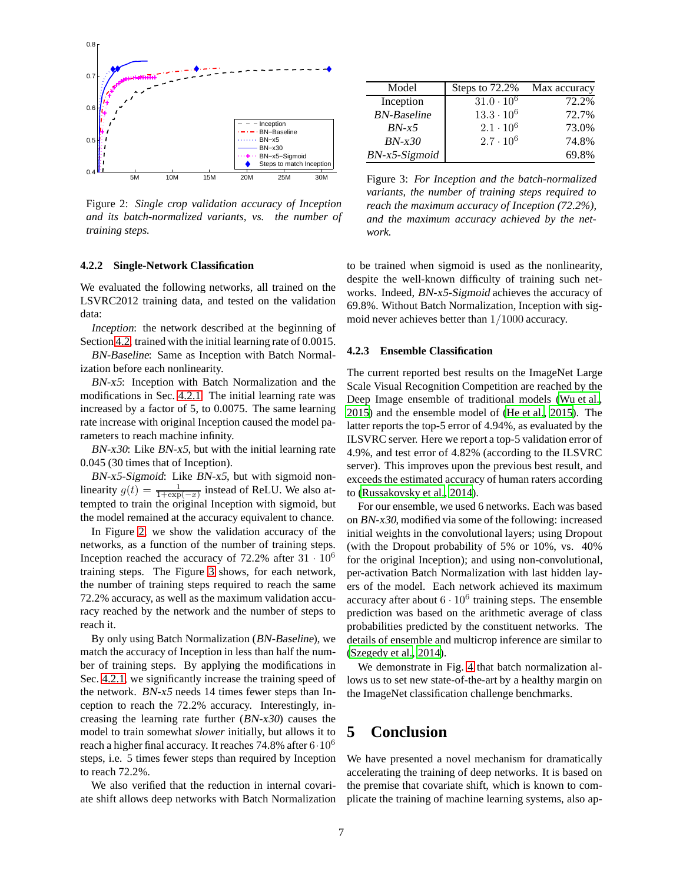Figure 2: *Single crop validation accuracy of Inception and its batch-normalized variants, vs. the number of training steps.*

| Model | Steps to 72.2% | Max accuracy |
|---|---|---|
| Inception | $31.0 \cdot 10^6$ | 72.2% |
| *BN-Baseline* | $13.3 \cdot 10^6$ | 72.7% |
| *BN-x5* | $2.1 \cdot 10^6$ | 73.0% |
| *BN-x30* | $2.7 \cdot 10^6$ | 74.8% |
| *BN-x5-Sigmoid* | | 69.8% |

Figure 3: *For Inception and the batch-normalized variants, the number of training steps required to reach the maximum accuracy of Inception (72.2%), and the maximum accuracy achieved by the network.*

### 4.2.2 Single-Network Classification

We evaluated the following networks, all trained on the LSVRC2012 training data, and tested on the validation data:

*Inception*: the network described at the beginning of Section 4.2, trained with the initial learning rate of 0.0015.

*BN-Baseline*: Same as Inception with Batch Normalization before each nonlinearity.

*BN-x5*: Inception with Batch Normalization and the modifications in Sec. 4.2.1. The initial learning rate was increased by a factor of 5, to 0.0075. The same learning rate increase with original Inception caused the model parameters to reach machine infinity.

*BN-x30*: Like *BN-x5*, but with the initial learning rate 0.045 (30 times that of Inception).

*BN-x5-Sigmoid*: Like *BN-x5*, but with sigmoid nonlinearity $g(t) = \frac{1}{1+\exp(-x)}$ instead of ReLU. We also attempted to train the original Inception with sigmoid, but the model remained at the accuracy equivalent to chance.

In Figure 2, we show the validation accuracy of the networks, as a function of the number of training steps. Inception reached the accuracy of 72.2% after $31 \cdot 10^6$ training steps. The Figure 3 shows, for each network, the number of training steps required to reach the same 72.2% accuracy, as well as the maximum validation accuracy reached by the network and the number of steps to reach it.

By only using Batch Normalization (*BN-Baseline*), we match the accuracy of Inception in less than half the number of training steps. By applying the modifications in Sec. 4.2.1, we significantly increase the training speed of the network. *BN-x5* needs 14 times fewer steps than Inception to reach the 72.2% accuracy. Interestingly, increasing the learning rate further (*BN-x30*) causes the model to train somewhat *slower* initially, but allows it to reach a higher final accuracy. It reaches 74.8% after $6 \cdot 10^6$ steps, i.e. 5 times fewer steps than required by Inception to reach 72.2%.

We also verified that the reduction in internal covariate shift allows deep networks with Batch Normalization to be trained when sigmoid is used as the nonlinearity, despite the well-known difficulty of training such networks. Indeed, *BN-x5-Sigmoid* achieves the accuracy of 69.8%. Without Batch Normalization, Inception with sigmoid never achieves better than $1/1000$ accuracy.

### 4.2.3 Ensemble Classification

The current reported best results on the ImageNet Large Scale Visual Recognition Competition are reached by the Deep Image ensemble of traditional models (Wu et al., 2015) and the ensemble model of (He et al., 2015). The latter reports the top-5 error of 4.94%, as evaluated by the ILSVRC server. Here we report a top-5 validation error of 4.9%, and test error of 4.82% (according to the ILSVRC server). This improves upon the previous best result, and exceeds the estimated accuracy of human raters according to (Russakovsky et al., 2014).

For our ensemble, we used 6 networks. Each was based on *BN-x30*, modified via some of the following: increased initial weights in the convolutional layers; using Dropout (with the Dropout probability of 5% or 10%, vs. 40% for the original Inception); and using non-convolutional, per-activation Batch Normalization with last hidden layers of the model. Each network achieved its maximum accuracy after about $6 \cdot 10^6$ training steps. The ensemble prediction was based on the arithmetic average of class probabilities predicted by the constituent networks. The details of ensemble and multicrop inference are similar to (Szegedy et al., 2014).

We demonstrate in Fig. 4 that batch normalization allows us to set new state-of-the-art by a healthy margin on the ImageNet classification challenge benchmarks.

# 5 Conclusion

We have presented a novel mechanism for dramatically accelerating the training of deep networks. It is based on the premise that covariate shift, which is known to complicate the training of machine learning systems, also ap-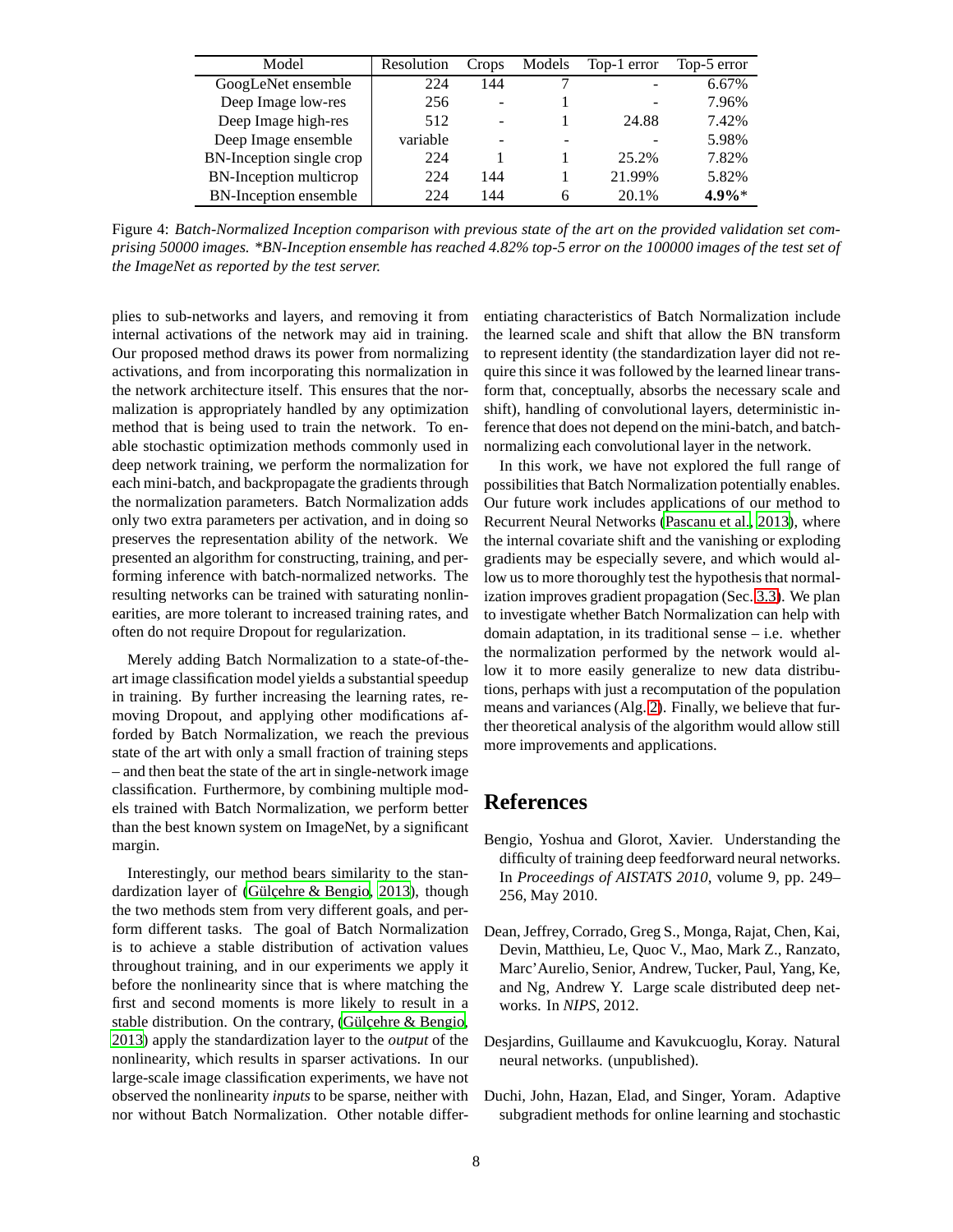| Model | Resolution | Crops | Models | Top-1 error | Top-5 error |
|---|---|---|---|---|---|
| GoogLeNet ensemble | 224 | 144 | 7 | - | 6.67% |
| Deep Image low-res | 256 | - | 1 | - | 7.96% |
| Deep Image high-res | 512 | - | 1 | 24.88 | 7.42% |
| Deep Image ensemble | variable | - | - | - | 5.98% |
| BN-Inception single crop | 224 | 1 | 1 | 25.2% | 7.82% |
| BN-Inception multicrop | 224 | 144 | 1 | 21.99% | 5.82% |
| BN-Inception ensemble | 224 | 144 | 6 | 20.1% | **4.9%*** |

Figure 4: *Batch-Normalized Inception comparison with previous state of the art on the provided validation set comprising 50000 images. *BN-Inception ensemble has reached 4.82% top-5 error on the 100000 images of the test set of the ImageNet as reported by the test server.*

plies to sub-networks and layers, and removing it from internal activations of the network may aid in training. Our proposed method draws its power from normalizing activations, and from incorporating this normalization in the network architecture itself. This ensures that the normalization is appropriately handled by any optimization method that is being used to train the network. To enable stochastic optimization methods commonly used in deep network training, we perform the normalization for each mini-batch, and backpropagate the gradients through the normalization parameters. Batch Normalization adds only two extra parameters per activation, and in doing so preserves the representation ability of the network. We presented an algorithm for constructing, training, and performing inference with batch-normalized networks. The resulting networks can be trained with saturating nonlinearities, are more tolerant to increased training rates, and often do not require Dropout for regularization.

Merely adding Batch Normalization to a state-of-the-art image classification model yields a substantial speedup in training. By further increasing the learning rates, removing Dropout, and applying other modifications afforded by Batch Normalization, we reach the previous state of the art with only a small fraction of training steps – and then beat the state of the art in single-network image classification. Furthermore, by combining multiple models trained with Batch Normalization, we perform better than the best known system on ImageNet, by a significant margin.

Interestingly, our method bears similarity to the standardization layer of (Gülçehre & Bengio, 2013), though the two methods stem from very different goals, and perform different tasks. The goal of Batch Normalization is to achieve a stable distribution of activation values throughout training, and in our experiments we apply it before the nonlinearity since that is where matching the first and second moments is more likely to result in a stable distribution. On the contrary, (Gülçehre & Bengio, 2013) apply the standardization layer to the *output* of the nonlinearity, which results in sparser activations. In our large-scale image classification experiments, we have not observed the nonlinearity *inputs* to be sparse, neither with nor without Batch Normalization. Other notable differentiating characteristics of Batch Normalization include the learned scale and shift that allow the BN transform to represent identity (the standardization layer did not require this since it was followed by the learned linear transform that, conceptually, absorbs the necessary scale and shift), handling of convolutional layers, deterministic inference that does not depend on the mini-batch, and batch-normalizing each convolutional layer in the network.

In this work, we have not explored the full range of possibilities that Batch Normalization potentially enables. Our future work includes applications of our method to Recurrent Neural Networks (Pascanu et al., 2013), where the internal covariate shift and the vanishing or exploding gradients may be especially severe, and which would allow us to more thoroughly test the hypothesis that normalization improves gradient propagation (Sec. 3.3). We plan to investigate whether Batch Normalization can help with domain adaptation, in its traditional sense – i.e. whether the normalization performed by the network would allow it to more easily generalize to new data distributions, perhaps with just a recomputation of the population means and variances (Alg. 2). Finally, we believe that further theoretical analysis of the algorithm would allow still more improvements and applications.

## References

Bengio, Yoshua and Glorot, Xavier. Understanding the difficulty of training deep feedforward neural networks. In *Proceedings of AISTATS 2010*, volume 9, pp. 249–256, May 2010.

Dean, Jeffrey, Corrado, Greg S., Monga, Rajat, Chen, Kai, Devin, Matthieu, Le, Quoc V., Mao, Mark Z., Ranzato, Marc'Aurelio, Senior, Andrew, Tucker, Paul, Yang, Ke, and Ng, Andrew Y. Large scale distributed deep networks. In *NIPS*, 2012.

Desjardins, Guillaume and Kavukcuoglu, Koray. Natural neural networks. (unpublished).

Duchi, John, Hazan, Elad, and Singer, Yoram. Adaptive subgradient methods for online learning and stochastic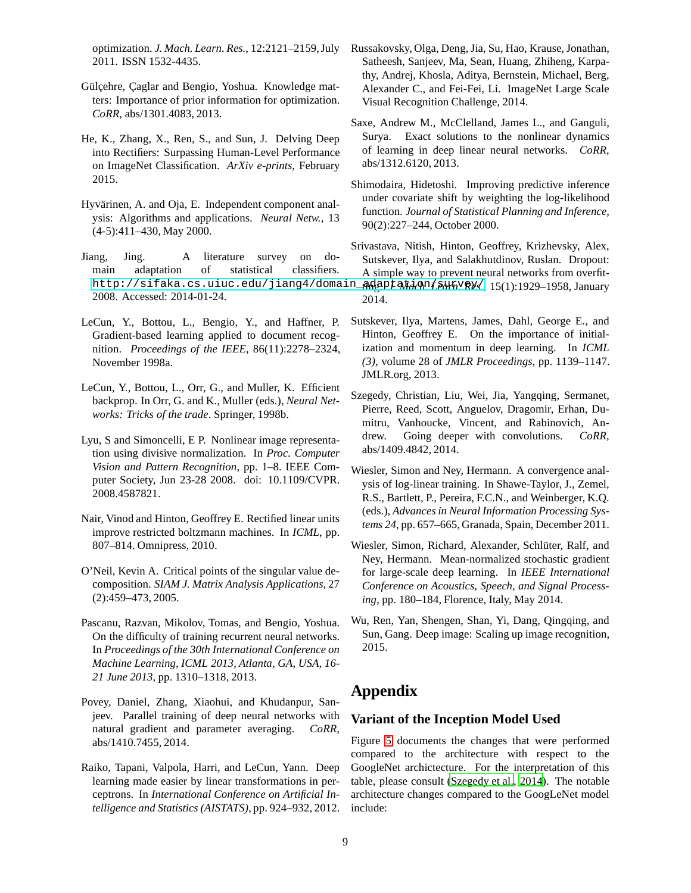optimization. *J. Mach. Learn. Res.*, 12:2121–2159, July 2011. ISSN 1532-4435.

Gülçehre, Çaglar and Bengio, Yoshua. Knowledge matters: Importance of prior information for optimization. *CoRR*, abs/1301.4083, 2013.

He, K., Zhang, X., Ren, S., and Sun, J. Delving Deep into Rectifiers: Surpassing Human-Level Performance on ImageNet Classification. *ArXiv e-prints*, February 2015.

Hyvärinen, A. and Oja, E. Independent component analysis: Algorithms and applications. *Neural Netw.*, 13 (4-5):411–430, May 2000.

Jiang, Jing. A literature survey on domain adaptation of statistical classifiers. http://sifaka.cs.uiuc.edu/jiang4/domain_adaptation/survey/, 2008. Accessed: 2014-01-24.

LeCun, Y., Bottou, L., Bengio, Y., and Haffner, P. Gradient-based learning applied to document recognition. *Proceedings of the IEEE*, 86(11):2278–2324, November 1998a.

LeCun, Y., Bottou, L., Orr, G., and Muller, K. Efficient backprop. In Orr, G. and K., Muller (eds.), *Neural Networks: Tricks of the trade*. Springer, 1998b.

Lyu, S and Simoncelli, E P. Nonlinear image representation using divisive normalization. In *Proc. Computer Vision and Pattern Recognition*, pp. 1–8. IEEE Computer Society, Jun 23-28 2008. doi: 10.1109/CVPR. 2008.4587821.

Nair, Vinod and Hinton, Geoffrey E. Rectified linear units improve restricted boltzmann machines. In *ICML*, pp. 807–814. Omnipress, 2010.

O'Neil, Kevin A. Critical points of the singular value decomposition. *SIAM J. Matrix Analysis Applications*, 27 (2):459–473, 2005.

Pascanu, Razvan, Mikolov, Tomas, and Bengio, Yoshua. On the difficulty of training recurrent neural networks. In *Proceedings of the 30th International Conference on Machine Learning, ICML 2013, Atlanta, GA, USA, 16-21 June 2013*, pp. 1310–1318, 2013.

Povey, Daniel, Zhang, Xiaohui, and Khudanpur, Sanjeev. Parallel training of deep neural networks with natural gradient and parameter averaging. *CoRR*, abs/1410.7455, 2014.

Raiko, Tapani, Valpola, Harri, and LeCun, Yann. Deep learning made easier by linear transformations in perceptrons. In *International Conference on Artificial Intelligence and Statistics (AISTATS)*, pp. 924–932, 2012.

Russakovsky, Olga, Deng, Jia, Su, Hao, Krause, Jonathan, Satheesh, Sanjeev, Ma, Sean, Huang, Zhiheng, Karpathy, Andrej, Khosla, Aditya, Bernstein, Michael, Berg, Alexander C., and Fei-Fei, Li. ImageNet Large Scale Visual Recognition Challenge, 2014.

Saxe, Andrew M., McClelland, James L., and Ganguli, Surya. Exact solutions to the nonlinear dynamics of learning in deep linear neural networks. *CoRR*, abs/1312.6120, 2013.

Shimodaira, Hidetoshi. Improving predictive inference under covariate shift by weighting the log-likelihood function. *Journal of Statistical Planning and Inference*, 90(2):227–244, October 2000.

Srivastava, Nitish, Hinton, Geoffrey, Krizhevsky, Alex, Sutskever, Ilya, and Salakhutdinov, Ruslan. Dropout: A simple way to prevent neural networks from overfitting. *J. Mach. Learn. Res.*, 15(1):1929–1958, January 2014.

Sutskever, Ilya, Martens, James, Dahl, George E., and Hinton, Geoffrey E. On the importance of initialization and momentum in deep learning. In *ICML (3)*, volume 28 of *JMLR Proceedings*, pp. 1139–1147. JMLR.org, 2013.

Szegedy, Christian, Liu, Wei, Jia, Yangqing, Sermanet, Pierre, Reed, Scott, Anguelov, Dragomir, Erhan, Dumitru, Vanhoucke, Vincent, and Rabinovich, Andrew. Going deeper with convolutions. *CoRR*, abs/1409.4842, 2014.

Wiesler, Simon and Ney, Hermann. A convergence analysis of log-linear training. In Shawe-Taylor, J., Zemel, R.S., Bartlett, P., Pereira, F.C.N., and Weinberger, K.Q. (eds.), *Advances in Neural Information Processing Systems 24*, pp. 657–665, Granada, Spain, December 2011.

Wiesler, Simon, Richard, Alexander, Schlüter, Ralf, and Ney, Hermann. Mean-normalized stochastic gradient for large-scale deep learning. In *IEEE International Conference on Acoustics, Speech, and Signal Processing*, pp. 180–184, Florence, Italy, May 2014.

Wu, Ren, Yan, Shengen, Shan, Yi, Dang, Qingqing, and Sun, Gang. Deep image: Scaling up image recognition, 2015.

# Appendix

## Variant of the Inception Model Used

Figure 5 documents the changes that were performed compared to the architecture with respect to the GoogleNet archictecture. For the interpretation of this table, please consult (Szegedy et al., 2014). The notable architecture changes compared to the GoogLeNet model include: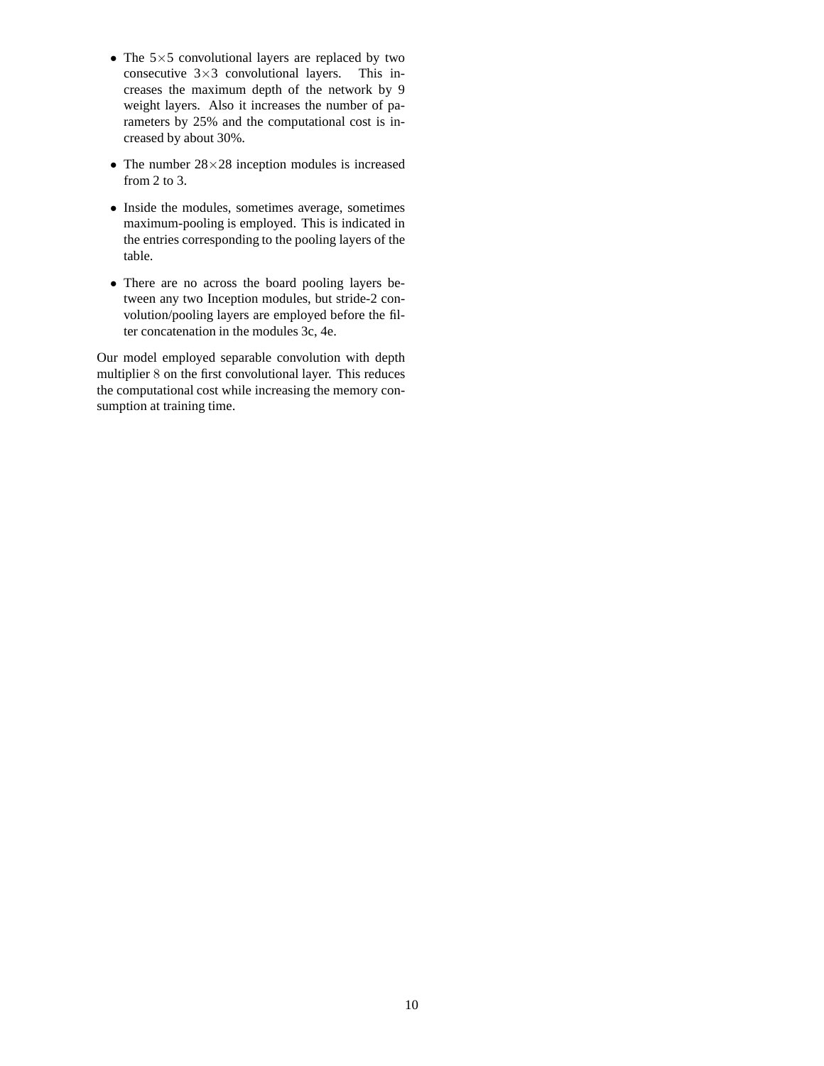- The $5\times5$ convolutional layers are replaced by two consecutive $3\times3$ convolutional layers. This increases the maximum depth of the network by 9 weight layers. Also it increases the number of parameters by 25% and the computational cost is increased by about 30%.
- The number $28\times28$ inception modules is increased from 2 to 3.
- Inside the modules, sometimes average, sometimes maximum-pooling is employed. This is indicated in the entries corresponding to the pooling layers of the table.
- There are no across the board pooling layers between any two Inception modules, but stride-2 convolution/pooling layers are employed before the filter concatenation in the modules 3c, 4e.

Our model employed separable convolution with depth multiplier $8$ on the first convolutional layer. This reduces the computational cost while increasing the memory consumption at training time.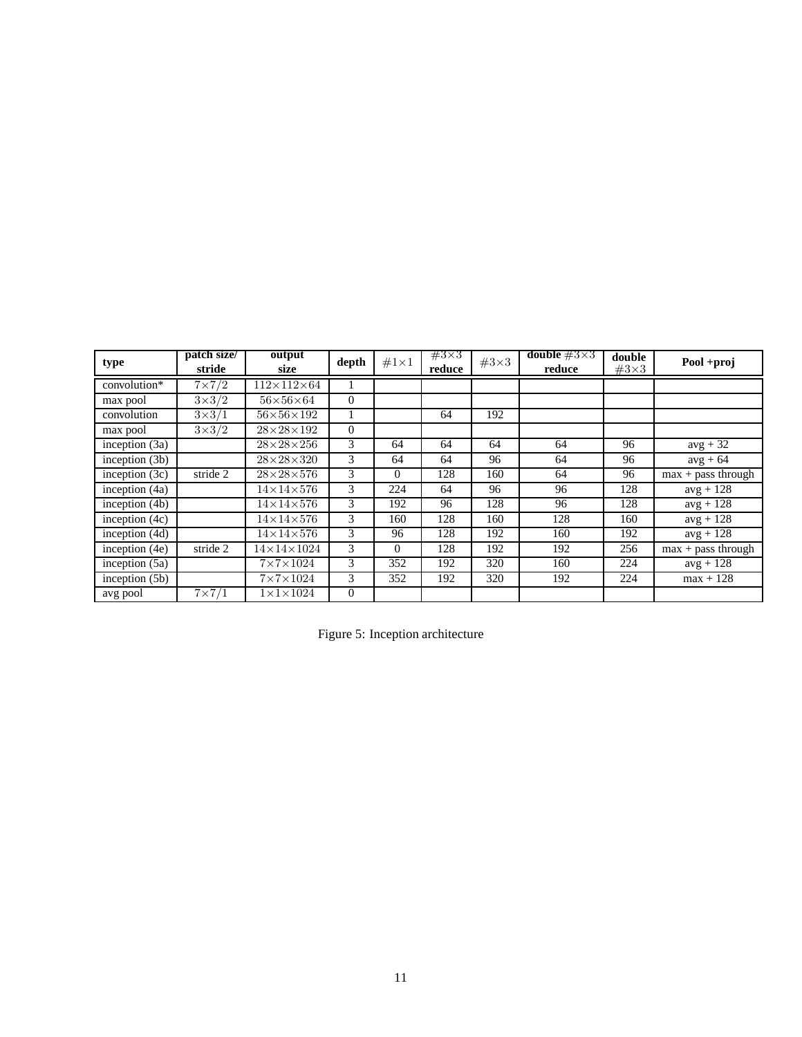| type | patch size/ stride | output size | depth | $\#1\times1$ | $\#3\times3$ reduce | $\#3\times3$ | **double** $\#3\times3$ reduce | double $\#3\times3$ | Pool +proj |
|---|---|---|---|---|---|---|---|---|---|
| convolution* | $7\times7/2$ | $112\times112\times64$ | 1 | | | | | | |
| max pool | $3\times3/2$ | $56\times56\times64$ | 0 | | | | | | |
| convolution | $3\times3/1$ | $56\times56\times192$ | 1 | | 64 | 192 | | | |
| max pool | $3\times3/2$ | $28\times28\times192$ | 0 | | | | | | |
| inception (3a) | | $28\times28\times256$ | 3 | 64 | 64 | 64 | 64 | 96 | avg + 32 |
| inception (3b) | | $28\times28\times320$ | 3 | 64 | 64 | 96 | 64 | 96 | avg + 64 |
| inception (3c) | stride 2 | $28\times28\times576$ | 3 | 0 | 128 | 160 | 64 | 96 | max + pass through |
| inception (4a) | | $14\times14\times576$ | 3 | 224 | 64 | 96 | 96 | 128 | avg + 128 |
| inception (4b) | | $14\times14\times576$ | 3 | 192 | 96 | 128 | 96 | 128 | avg + 128 |
| inception (4c) | | $14\times14\times576$ | 3 | 160 | 128 | 160 | 128 | 160 | avg + 128 |
| inception (4d) | | $14\times14\times576$ | 3 | 96 | 128 | 192 | 160 | 192 | avg + 128 |
| inception (4e) | stride 2 | $14\times14\times1024$ | 3 | 0 | 128 | 192 | 192 | 256 | max + pass through |
| inception (5a) | | $7\times7\times1024$ | 3 | 352 | 192 | 320 | 160 | 224 | avg + 128 |
| inception (5b) | | $7\times7\times1024$ | 3 | 352 | 192 | 320 | 192 | 224 | max + 128 |
| avg pool | $7\times7/1$ | $1\times1\times1024$ | 0 | | | | | | |

Figure 5: Inception architecture